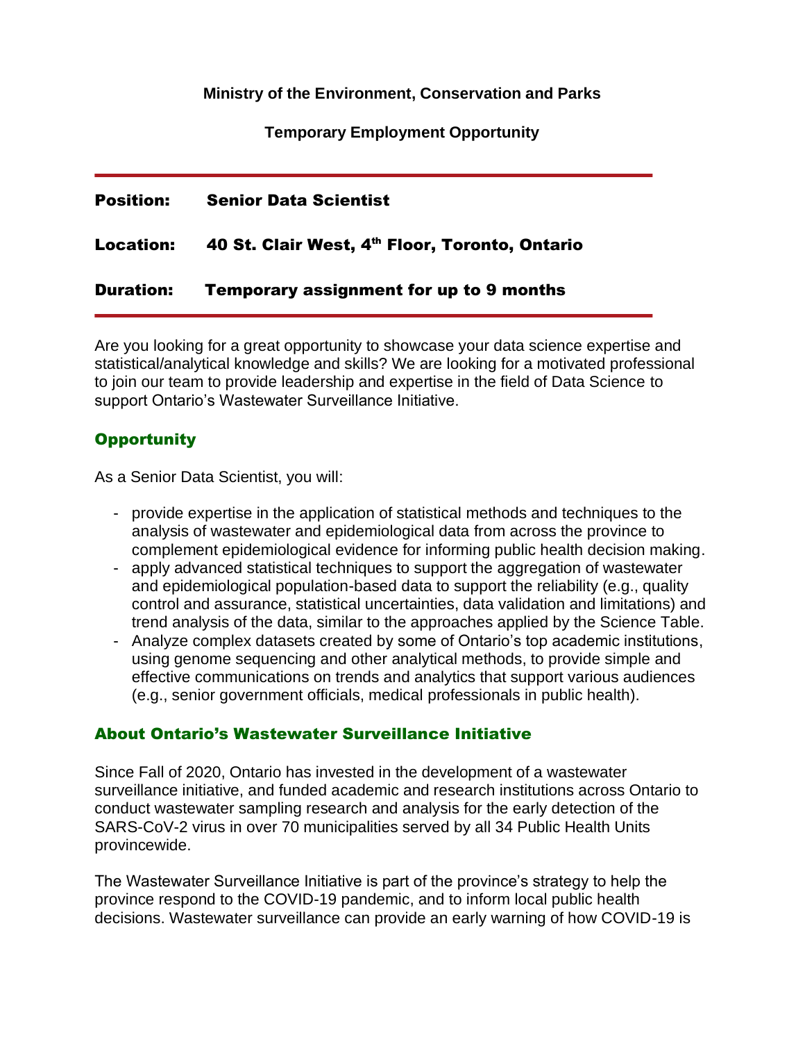**Ministry of the Environment, Conservation and Parks**

**Temporary Employment Opportunity**

---

**Position:** **Senior Data Scientist**

**Location:** **40 St. Clair West, 4th Floor, Toronto, Ontario**

**Duration:** **Temporary assignment for up to 9 months**

---

Are you looking for a great opportunity to showcase your data science expertise and statistical/analytical knowledge and skills? We are looking for a motivated professional to join our team to provide leadership and expertise in the field of Data Science to support Ontario's Wastewater Surveillance Initiative.

## Opportunity

As a Senior Data Scientist, you will:

- provide expertise in the application of statistical methods and techniques to the analysis of wastewater and epidemiological data from across the province to complement epidemiological evidence for informing public health decision making.
- apply advanced statistical techniques to support the aggregation of wastewater and epidemiological population-based data to support the reliability (e.g., quality control and assurance, statistical uncertainties, data validation and limitations) and trend analysis of the data, similar to the approaches applied by the Science Table.
- Analyze complex datasets created by some of Ontario's top academic institutions, using genome sequencing and other analytical methods, to provide simple and effective communications on trends and analytics that support various audiences (e.g., senior government officials, medical professionals in public health).

## About Ontario's Wastewater Surveillance Initiative

Since Fall of 2020, Ontario has invested in the development of a wastewater surveillance initiative, and funded academic and research institutions across Ontario to conduct wastewater sampling research and analysis for the early detection of the SARS-CoV-2 virus in over 70 municipalities served by all 34 Public Health Units provincewide.

The Wastewater Surveillance Initiative is part of the province's strategy to help the province respond to the COVID-19 pandemic, and to inform local public health decisions. Wastewater surveillance can provide an early warning of how COVID-19 is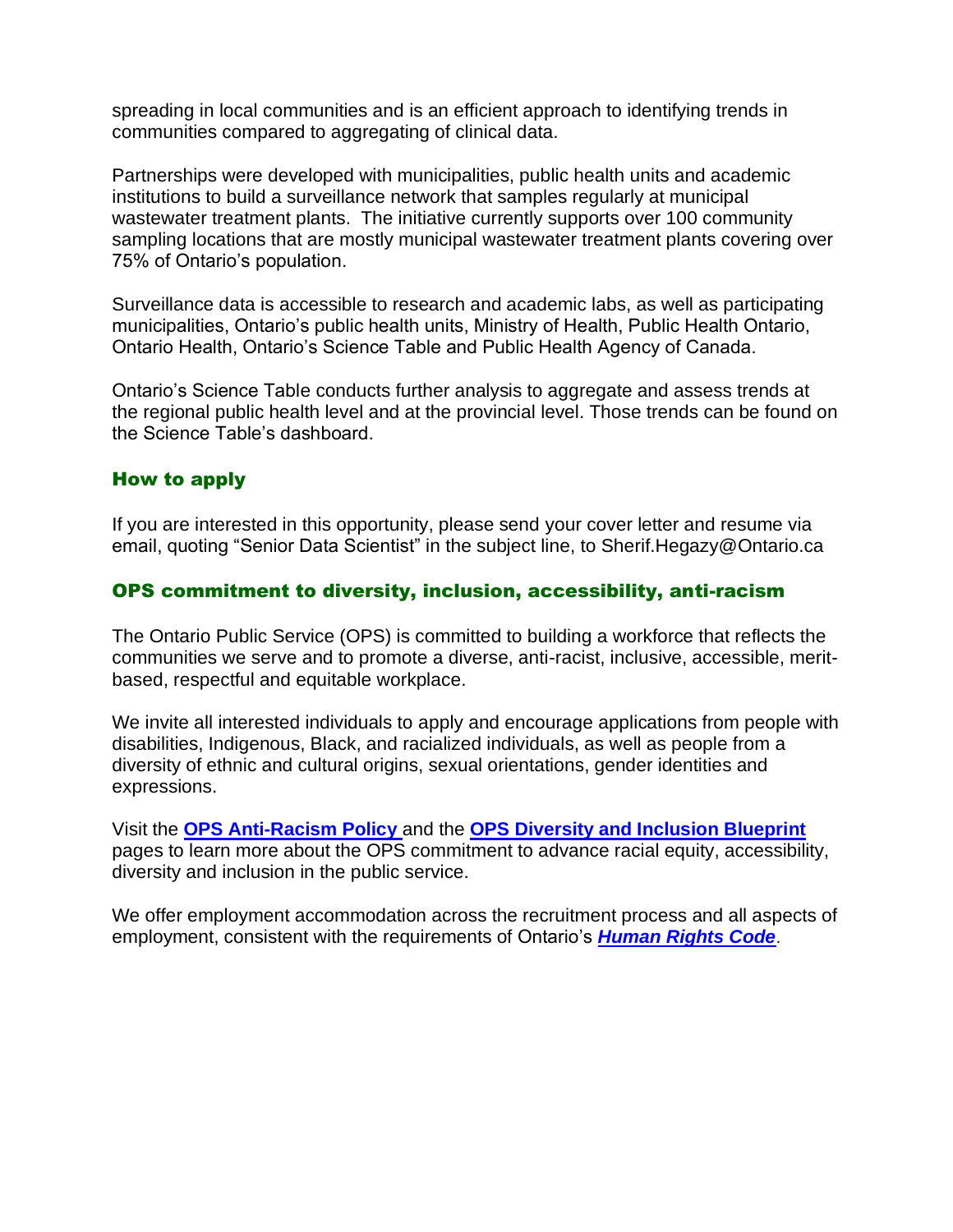spreading in local communities and is an efficient approach to identifying trends in communities compared to aggregating of clinical data.

Partnerships were developed with municipalities, public health units and academic institutions to build a surveillance network that samples regularly at municipal wastewater treatment plants. The initiative currently supports over 100 community sampling locations that are mostly municipal wastewater treatment plants covering over 75% of Ontario's population.

Surveillance data is accessible to research and academic labs, as well as participating municipalities, Ontario's public health units, Ministry of Health, Public Health Ontario, Ontario Health, Ontario's Science Table and Public Health Agency of Canada.

Ontario's Science Table conducts further analysis to aggregate and assess trends at the regional public health level and at the provincial level. Those trends can be found on the Science Table's dashboard.

## How to apply

If you are interested in this opportunity, please send your cover letter and resume via email, quoting "Senior Data Scientist" in the subject line, to Sherif.Hegazy@Ontario.ca

## OPS commitment to diversity, inclusion, accessibility, anti-racism

The Ontario Public Service (OPS) is committed to building a workforce that reflects the communities we serve and to promote a diverse, anti-racist, inclusive, accessible, merit-based, respectful and equitable workplace.

We invite all interested individuals to apply and encourage applications from people with disabilities, Indigenous, Black, and racialized individuals, as well as people from a diversity of ethnic and cultural origins, sexual orientations, gender identities and expressions.

Visit the **OPS Anti-Racism Policy** and the **OPS Diversity and Inclusion Blueprint** pages to learn more about the OPS commitment to advance racial equity, accessibility, diversity and inclusion in the public service.

We offer employment accommodation across the recruitment process and all aspects of employment, consistent with the requirements of Ontario's ***Human Rights Code***.